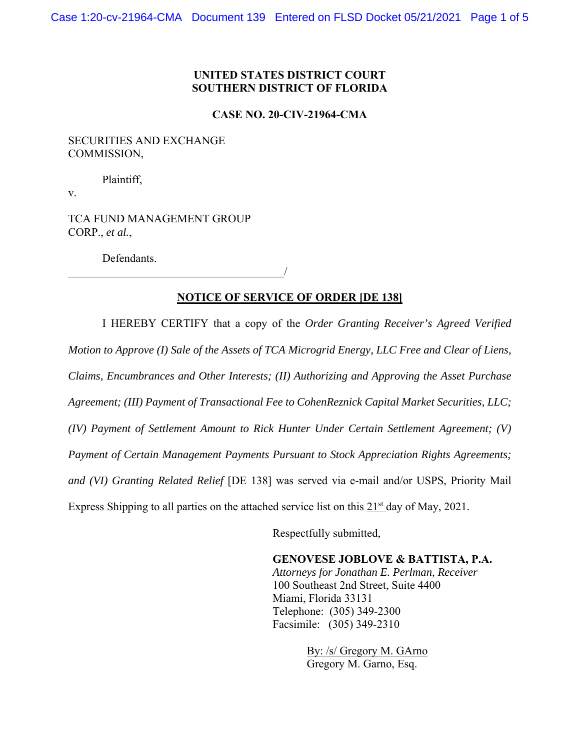**UNITED STATES DISTRICT COURT**
**SOUTHERN DISTRICT OF FLORIDA**

**CASE NO. 20-CIV-21964-CMA**

SECURITIES AND EXCHANGE COMMISSION,

Plaintiff,

v.

TCA FUND MANAGEMENT GROUP CORP., *et al.*,

Defendants.
______________________________________/

**NOTICE OF SERVICE OF ORDER [DE 138]**

I HEREBY CERTIFY that a copy of the *Order Granting Receiver's Agreed Verified Motion to Approve (I) Sale of the Assets of TCA Microgrid Energy, LLC Free and Clear of Liens, Claims, Encumbrances and Other Interests; (II) Authorizing and Approving the Asset Purchase Agreement; (III) Payment of Transactional Fee to CohenReznick Capital Market Securities, LLC; (IV) Payment of Settlement Amount to Rick Hunter Under Certain Settlement Agreement; (V) Payment of Certain Management Payments Pursuant to Stock Appreciation Rights Agreements; and (VI) Granting Related Relief* [DE 138] was served via e-mail and/or USPS, Priority Mail Express Shipping to all parties on the attached service list on this 21st day of May, 2021.

Respectfully submitted,

**GENOVESE JOBLOVE & BATTISTA, P.A.**
*Attorneys for Jonathan E. Perlman, Receiver*
100 Southeast 2nd Street, Suite 4400
Miami, Florida 33131
Telephone: (305) 349-2300
Facsimile: (305) 349-2310

By: /s/ Gregory M. GArno
Gregory M. Garno, Esq.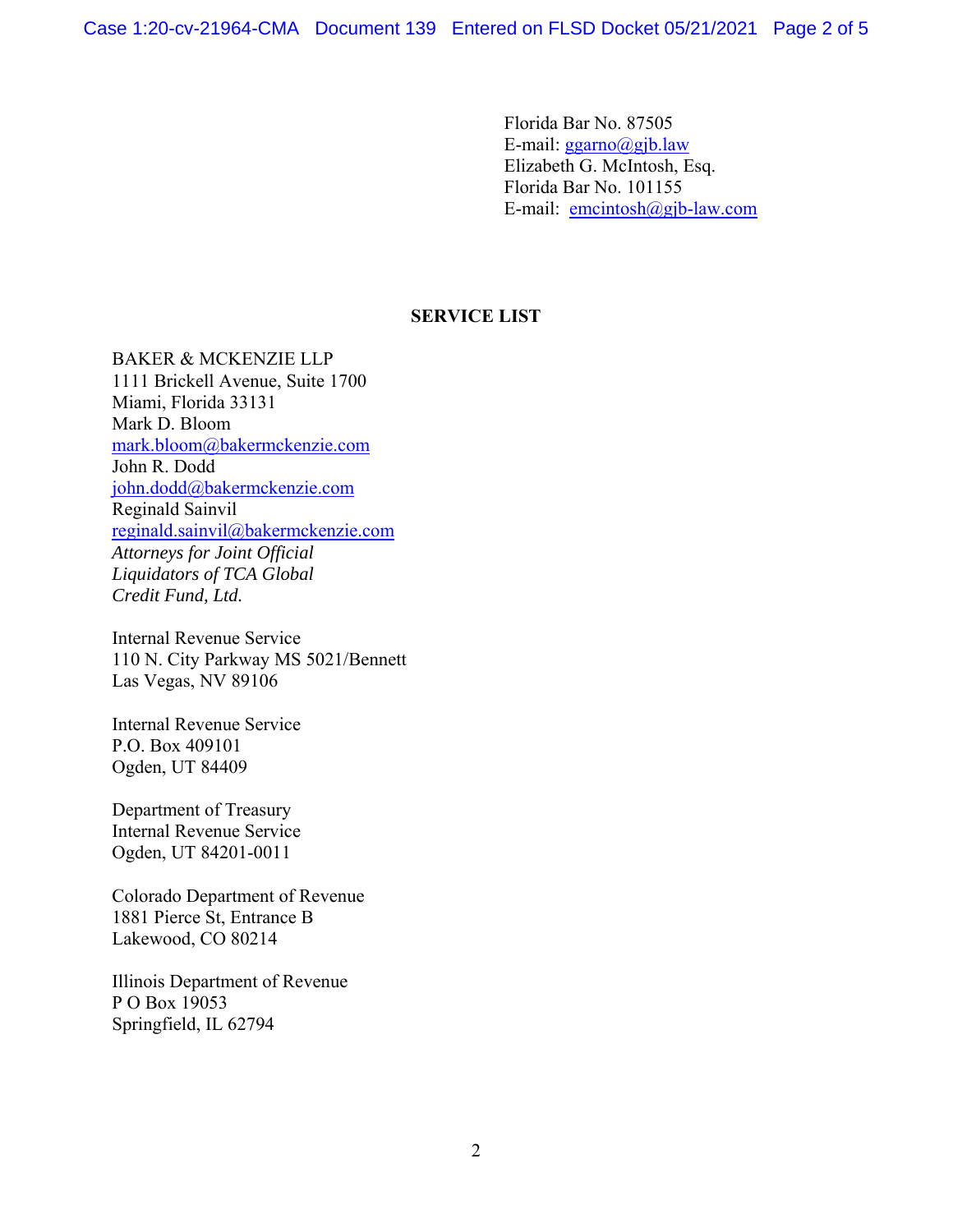Florida Bar No. 87505
E-mail: ggarno@gjb.law
Elizabeth G. McIntosh, Esq.
Florida Bar No. 101155
E-mail: emcintosh@gjb-law.com

**SERVICE LIST**

BAKER & MCKENZIE LLP
1111 Brickell Avenue, Suite 1700
Miami, Florida 33131
Mark D. Bloom
mark.bloom@bakermckenzie.com
John R. Dodd
john.dodd@bakermckenzie.com
Reginald Sainvil
reginald.sainvil@bakermckenzie.com
*Attorneys for Joint Official Liquidators of TCA Global Credit Fund, Ltd.*

Internal Revenue Service
110 N. City Parkway MS 5021/Bennett
Las Vegas, NV 89106

Internal Revenue Service
P.O. Box 409101
Ogden, UT 84409

Department of Treasury
Internal Revenue Service
Ogden, UT 84201-0011

Colorado Department of Revenue
1881 Pierce St, Entrance B
Lakewood, CO 80214

Illinois Department of Revenue
P O Box 19053
Springfield, IL 62794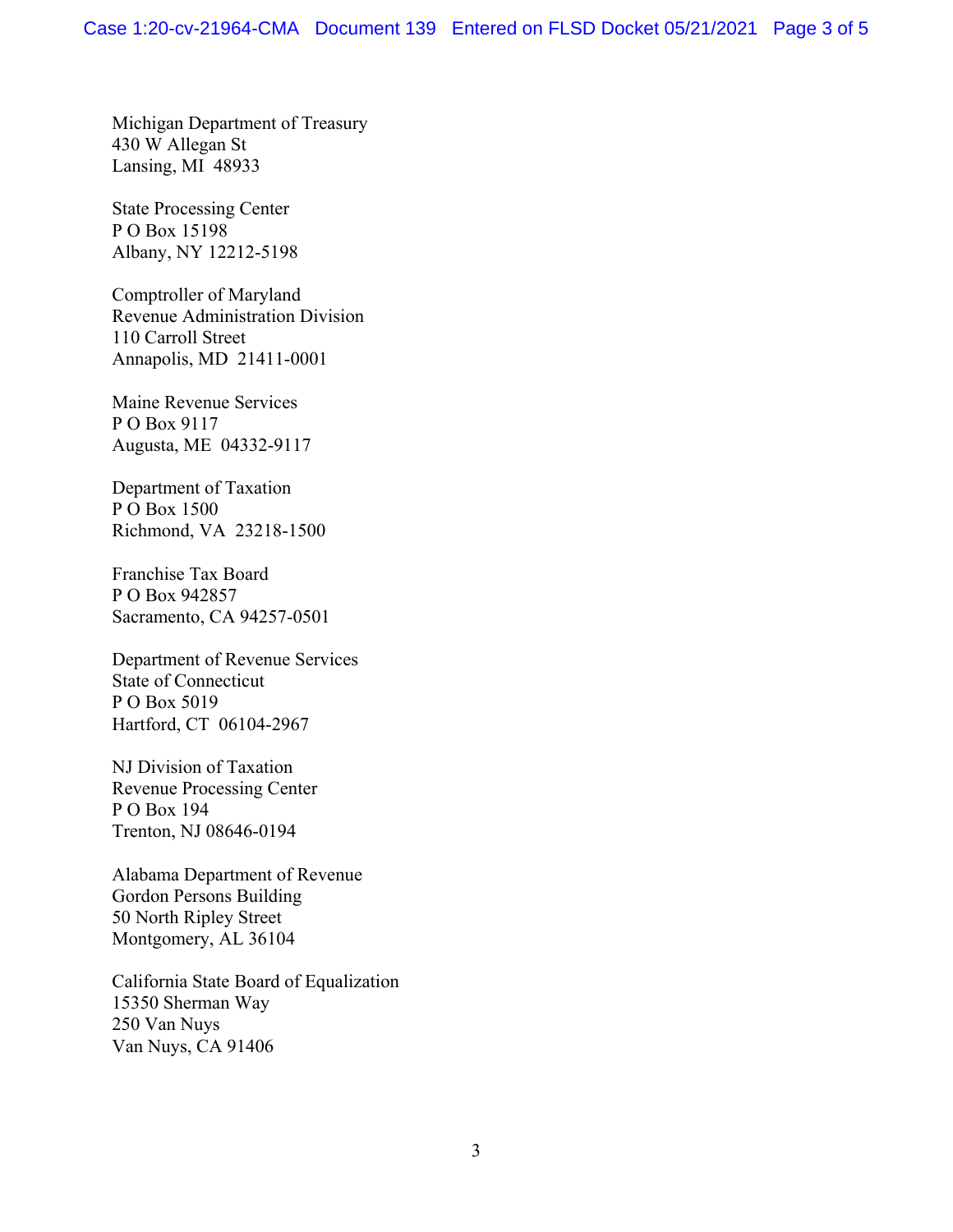Michigan Department of Treasury
430 W Allegan St
Lansing, MI 48933

State Processing Center
P O Box 15198
Albany, NY 12212-5198

Comptroller of Maryland
Revenue Administration Division
110 Carroll Street
Annapolis, MD 21411-0001

Maine Revenue Services
P O Box 9117
Augusta, ME 04332-9117

Department of Taxation
P O Box 1500
Richmond, VA 23218-1500

Franchise Tax Board
P O Box 942857
Sacramento, CA 94257-0501

Department of Revenue Services
State of Connecticut
P O Box 5019
Hartford, CT 06104-2967

NJ Division of Taxation
Revenue Processing Center
P O Box 194
Trenton, NJ 08646-0194

Alabama Department of Revenue
Gordon Persons Building
50 North Ripley Street
Montgomery, AL 36104

California State Board of Equalization
15350 Sherman Way
250 Van Nuys
Van Nuys, CA 91406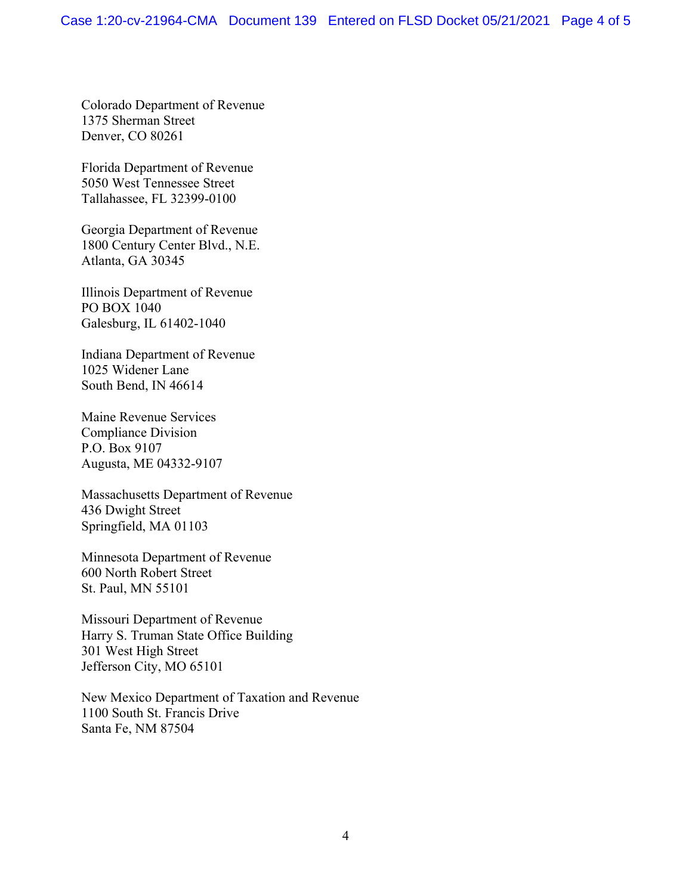Colorado Department of Revenue
1375 Sherman Street
Denver, CO 80261

Florida Department of Revenue
5050 West Tennessee Street
Tallahassee, FL 32399-0100

Georgia Department of Revenue
1800 Century Center Blvd., N.E.
Atlanta, GA 30345

Illinois Department of Revenue
PO BOX 1040
Galesburg, IL 61402-1040

Indiana Department of Revenue
1025 Widener Lane
South Bend, IN 46614

Maine Revenue Services
Compliance Division
P.O. Box 9107
Augusta, ME 04332-9107

Massachusetts Department of Revenue
436 Dwight Street
Springfield, MA 01103

Minnesota Department of Revenue
600 North Robert Street
St. Paul, MN 55101

Missouri Department of Revenue
Harry S. Truman State Office Building
301 West High Street
Jefferson City, MO 65101

New Mexico Department of Taxation and Revenue
1100 South St. Francis Drive
Santa Fe, NM 87504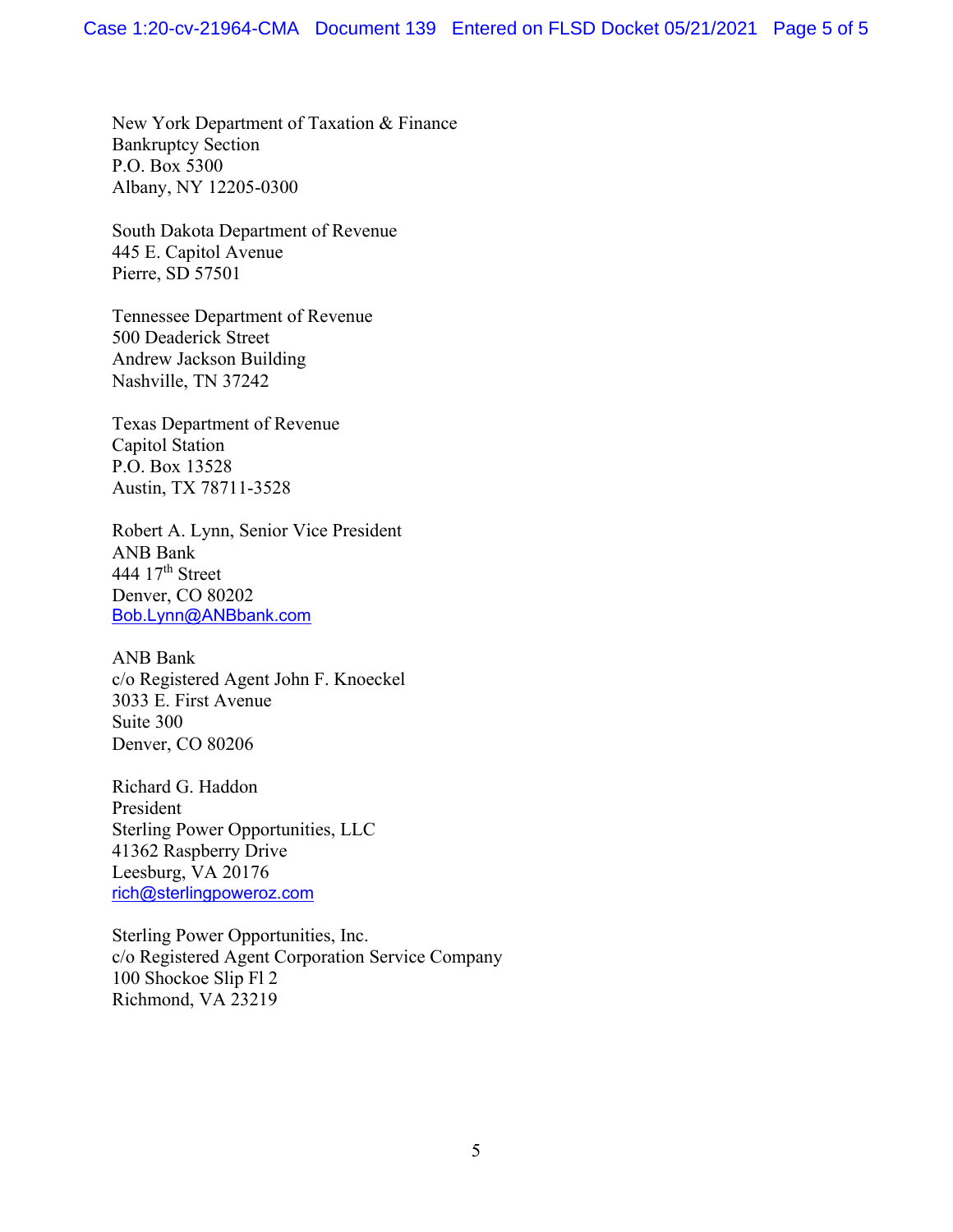New York Department of Taxation & Finance
Bankruptcy Section
P.O. Box 5300
Albany, NY 12205-0300

South Dakota Department of Revenue
445 E. Capitol Avenue
Pierre, SD 57501

Tennessee Department of Revenue
500 Deaderick Street
Andrew Jackson Building
Nashville, TN 37242

Texas Department of Revenue
Capitol Station
P.O. Box 13528
Austin, TX 78711-3528

Robert A. Lynn, Senior Vice President
ANB Bank
444 17th Street
Denver, CO 80202
Bob.Lynn@ANBbank.com

ANB Bank
c/o Registered Agent John F. Knoeckel
3033 E. First Avenue
Suite 300
Denver, CO 80206

Richard G. Haddon
President
Sterling Power Opportunities, LLC
41362 Raspberry Drive
Leesburg, VA 20176
rich@sterlingpoweroz.com

Sterling Power Opportunities, Inc.
c/o Registered Agent Corporation Service Company
100 Shockoe Slip Fl 2
Richmond, VA 23219